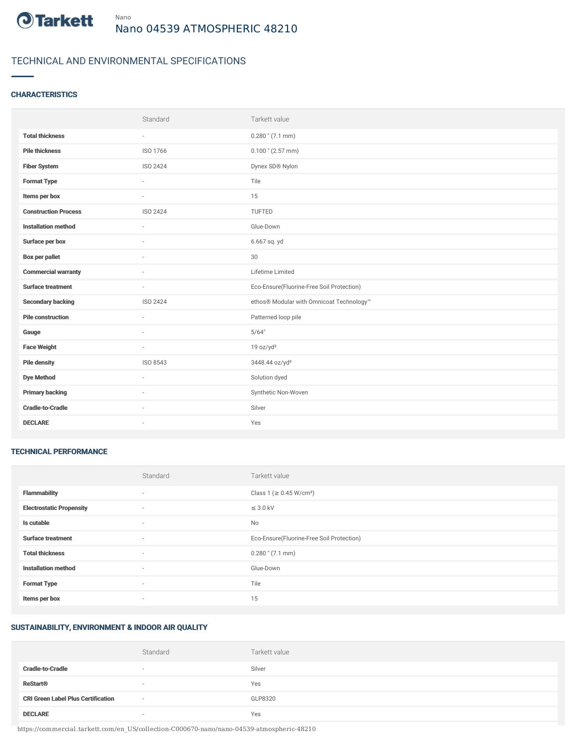Nano

# Nano 04539 ATMOSPHERIC 48210

## TECHNICAL AND ENVIRONMENTAL SPECIFICATIONS

### CHARACTERISTICS

| | Standard | Tarkett value |
|---|---|---|
| **Total thickness** | - | 0.280 " (7.1 mm) |
| **Pile thickness** | ISO 1766 | 0.100 " (2.57 mm) |
| **Fiber System** | ISO 2424 | Dynex SD® Nylon |
| **Format Type** | - | Tile |
| **Items per box** | - | 15 |
| **Construction Process** | ISO 2424 | TUFTED |
| **Installation method** | - | Glue-Down |
| **Surface per box** | - | 6.667 sq. yd |
| **Box per pallet** | - | 30 |
| **Commercial warranty** | - | Lifetime Limited |
| **Surface treatment** | - | Eco-Ensure(Fluorine-Free Soil Protection) |
| **Secondary backing** | ISO 2424 | ethos® Modular with Omnicoat Technology™ |
| **Pile construction** | - | Patterned loop pile |
| **Gauge** | - | 5/64" |
| **Face Weight** | - | 19 oz/yd² |
| **Pile density** | ISO 8543 | 3448.44 oz/yd³ |
| **Dye Method** | - | Solution dyed |
| **Primary backing** | - | Synthetic Non-Woven |
| **Cradle-to-Cradle** | - | Silver |
| **DECLARE** | - | Yes |

### TECHNICAL PERFORMANCE

| | Standard | Tarkett value |
|---|---|---|
| **Flammability** | - | Class 1 (≥ 0.45 W/cm²) |
| **Electrostatic Propensity** | - | ≤ 3.0 kV |
| **Is cutable** | - | No |
| **Surface treatment** | - | Eco-Ensure(Fluorine-Free Soil Protection) |
| **Total thickness** | - | 0.280 " (7.1 mm) |
| **Installation method** | - | Glue-Down |
| **Format Type** | - | Tile |
| **Items per box** | - | 15 |

### SUSTAINABILITY, ENVIRONMENT & INDOOR AIR QUALITY

| | Standard | Tarkett value |
|---|---|---|
| **Cradle-to-Cradle** | - | Silver |
| **ReStart®** | - | Yes |
| **CRI Green Label Plus Certification** | - | GLP8320 |
| **DECLARE** | - | Yes |

https://commercial.tarkett.com/en_US/collection-C000670-nano/nano-04539-atmospheric-48210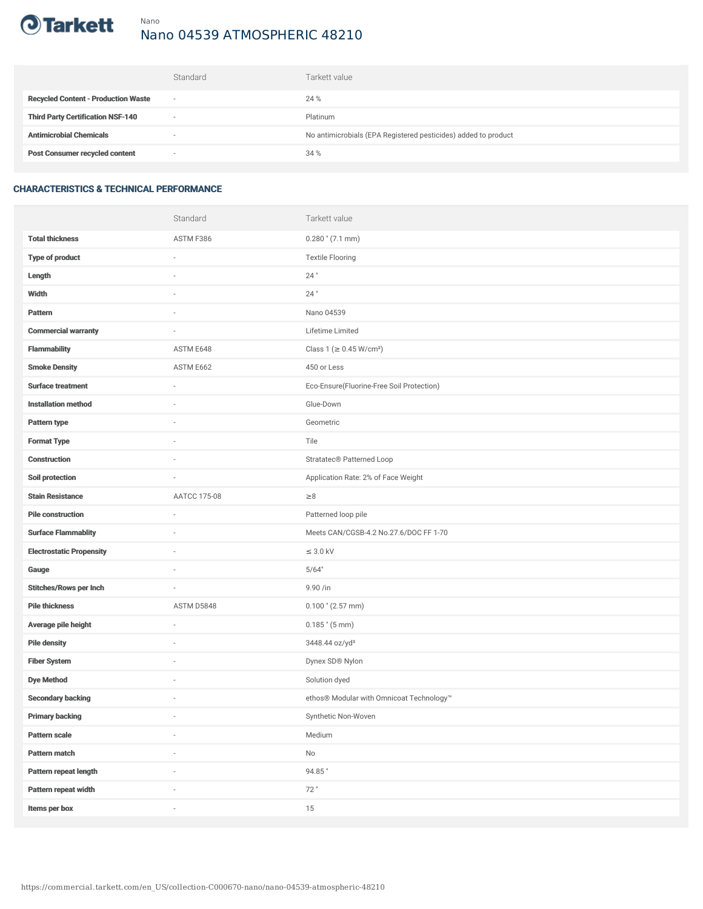Nano

# Nano 04539 ATMOSPHERIC 48210

| | Standard | Tarkett value |
|---|---|---|
| **Recycled Content - Production Waste** | - | 24 % |
| **Third Party Certification NSF-140** | - | Platinum |
| **Antimicrobial Chemicals** | - | No antimicrobials (EPA Registered pesticides) added to product |
| **Post Consumer recycled content** | - | 34 % |

## CHARACTERISTICS & TECHNICAL PERFORMANCE

| | Standard | Tarkett value |
|---|---|---|
| **Total thickness** | ASTM F386 | 0.280 " (7.1 mm) |
| **Type of product** | - | Textile Flooring |
| **Length** | - | 24 " |
| **Width** | - | 24 " |
| **Pattern** | - | Nano 04539 |
| **Commercial warranty** | - | Lifetime Limited |
| **Flammability** | ASTM E648 | Class 1 (≥ 0.45 W/cm²) |
| **Smoke Density** | ASTM E662 | 450 or Less |
| **Surface treatment** | - | Eco-Ensure(Fluorine-Free Soil Protection) |
| **Installation method** | - | Glue-Down |
| **Pattern type** | - | Geometric |
| **Format Type** | - | Tile |
| **Construction** | - | Stratatec® Patterned Loop |
| **Soil protection** | - | Application Rate: 2% of Face Weight |
| **Stain Resistance** | AATCC 175-08 | ≥8 |
| **Pile construction** | - | Patterned loop pile |
| **Surface Flammablity** | - | Meets CAN/CGSB-4.2 No.27.6/DOC FF 1-70 |
| **Electrostatic Propensity** | - | ≤ 3.0 kV |
| **Gauge** | - | 5/64" |
| **Stitches/Rows per Inch** | - | 9.90 /in |
| **Pile thickness** | ASTM D5848 | 0.100 " (2.57 mm) |
| **Average pile height** | - | 0.185 " (5 mm) |
| **Pile density** | - | 3448.44 oz/yd³ |
| **Fiber System** | - | Dynex SD® Nylon |
| **Dye Method** | - | Solution dyed |
| **Secondary backing** | - | ethos® Modular with Omnicoat Technology™ |
| **Primary backing** | - | Synthetic Non-Woven |
| **Pattern scale** | - | Medium |
| **Pattern match** | - | No |
| **Pattern repeat length** | - | 94.85 " |
| **Pattern repeat width** | - | 72 " |
| **Items per box** | - | 15 |

https://commercial.tarkett.com/en_US/collection-C000670-nano/nano-04539-atmospheric-48210